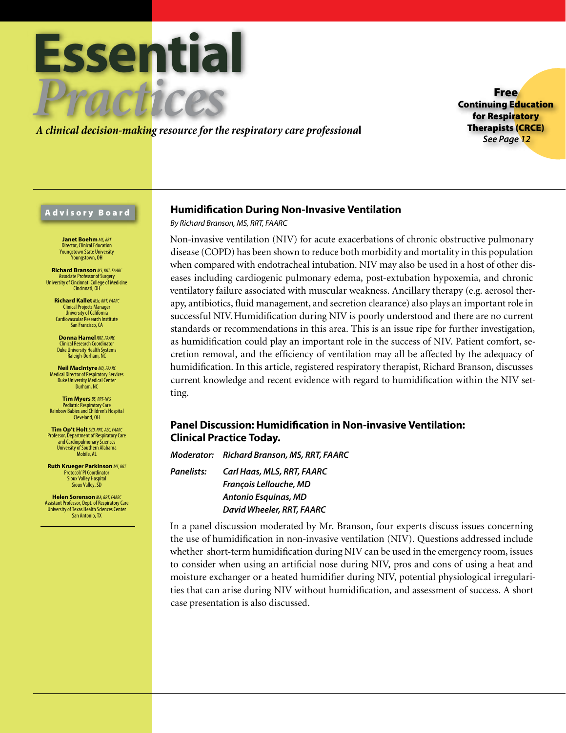# Essential *Practices*

*A clinical decision-making resource for the respiratory care professional*

**Free Continuing Education for Respiratory Therapists (CRCE)**
*See Page 12*

## Advisory Board

**Janet Boehm** *MS, RRT*
Director, Clinical Education
Youngstown State University
Youngstown, OH

**Richard Branson** *MS, RRT, FAARC*
Associate Professor of Surgery
University of Cincinnati College of Medicine
Cincinnati, OH

**Richard Kallet** *MSc, RRT, FAARC*
Clinical Projects Manager
University of California
Cardiovascular Research Institute
San Francisco, CA

**Donna Hamel** *RRT, FAARC*
Clinical Research Coordinator
Duke University Health Systems
Raleigh-Durham, NC

**Neil MacIntyre** *MD, FAARC*
Medical Director of Respiratory Services
Duke University Medical Center
Durham, NC

**Tim Myers** *BS, RRT-NPS*
Pediatric Respiratory Care
Rainbow Babies and Children's Hospital
Cleveland, OH

**Tim Op't Holt** *EdD, RRT, AEC, FAARC*
Professor, Department of Respiratory Care and Cardiopulmonary Sciences
University of Southern Alabama
Mobile, AL

**Ruth Krueger Parkinson** *MS, RRT*
Protocol/ PI Coordinator
Sioux Valley Hospital
Sioux Valley, SD

**Helen Sorenson** *MA, RRT, FAARC*
Assistant Professor, Dept. of Respiratory Care
University of Texas Health Sciences Center
San Antonio, TX

## Humidification During Non-Invasive Ventilation

*By Richard Branson, MS, RRT, FAARC*

Non-invasive ventilation (NIV) for acute exacerbations of chronic obstructive pulmonary disease (COPD) has been shown to reduce both morbidity and mortality in this population when compared with endotracheal intubation. NIV may also be used in a host of other diseases including cardiogenic pulmonary edema, post-extubation hypoxemia, and chronic ventilatory failure associated with muscular weakness. Ancillary therapy (e.g. aerosol therapy, antibiotics, fluid management, and secretion clearance) also plays an important role in successful NIV. Humidification during NIV is poorly understood and there are no current standards or recommendations in this area. This is an issue ripe for further investigation, as humidification could play an important role in the success of NIV. Patient comfort, secretion removal, and the efficiency of ventilation may all be affected by the adequacy of humidification. In this article, registered respiratory therapist, Richard Branson, discusses current knowledge and recent evidence with regard to humidification within the NIV setting.

## Panel Discussion: Humidification in Non-invasive Ventilation: Clinical Practice Today.

***Moderator:*** *Richard Branson, MS, RRT, FAARC*

***Panelists:*** *Carl Haas, MLS, RRT, FAARC*
*François Lellouche, MD*
*Antonio Esquinas, MD*
*David Wheeler, RRT, FAARC*

In a panel discussion moderated by Mr. Branson, four experts discuss issues concerning the use of humidification in non-invasive ventilation (NIV). Questions addressed include whether short-term humidification during NIV can be used in the emergency room, issues to consider when using an artificial nose during NIV, pros and cons of using a heat and moisture exchanger or a heated humidifier during NIV, potential physiological irregularities that can arise during NIV without humidification, and assessment of success. A short case presentation is also discussed.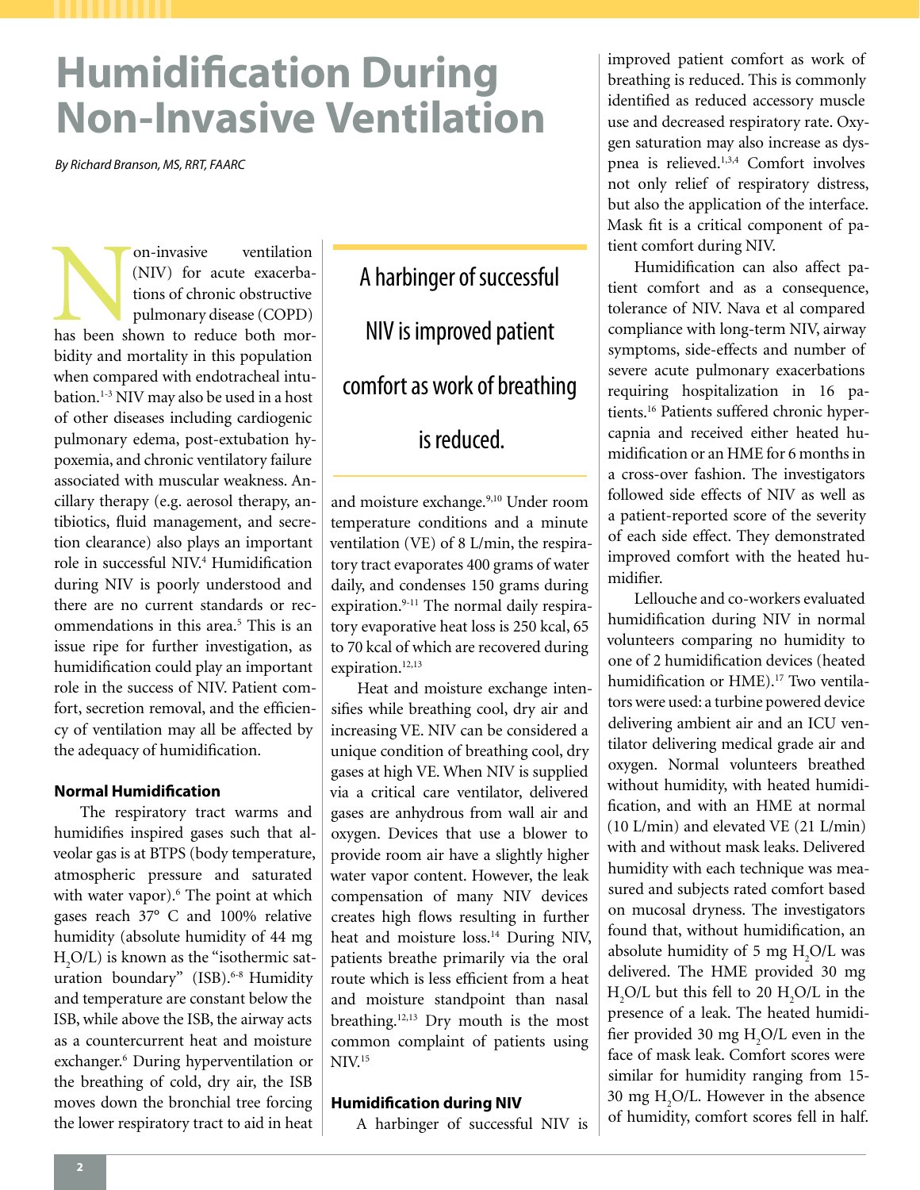# Humidification During Non-Invasive Ventilation

*By Richard Branson, MS, RRT, FAARC*

Non-invasive ventilation (NIV) for acute exacerbations of chronic obstructive pulmonary disease (COPD) has been shown to reduce both morbidity and mortality in this population when compared with endotracheal intubation.[1-3] NIV may also be used in a host of other diseases including cardiogenic pulmonary edema, post-extubation hypoxemia, and chronic ventilatory failure associated with muscular weakness. Ancillary therapy (e.g. aerosol therapy, antibiotics, fluid management, and secretion clearance) also plays an important role in successful NIV.[4] Humidification during NIV is poorly understood and there are no current standards or recommendations in this area.[5] This is an issue ripe for further investigation, as humidification could play an important role in the success of NIV. Patient comfort, secretion removal, and the efficiency of ventilation may all be affected by the adequacy of humidification.

### Normal Humidification

The respiratory tract warms and humidifies inspired gases such that alveolar gas is at BTPS (body temperature, atmospheric pressure and saturated with water vapor).[6] The point at which gases reach 37° C and 100% relative humidity (absolute humidity of 44 mg $H_2O$/L) is known as the "isothermic saturation boundary" (ISB).[6-8] Humidity and temperature are constant below the ISB, while above the ISB, the airway acts as a countercurrent heat and moisture exchanger.[6] During hyperventilation or the breathing of cold, dry air, the ISB moves down the bronchial tree forcing the lower respiratory tract to aid in heat and moisture exchange.[9,10] Under room temperature conditions and a minute ventilation (VE) of 8 L/min, the respiratory tract evaporates 400 grams of water daily, and condenses 150 grams during expiration.[9-11] The normal daily respiratory evaporative heat loss is 250 kcal, 65 to 70 kcal of which are recovered during expiration.[12,13]

Heat and moisture exchange intensifies while breathing cool, dry air and increasing VE. NIV can be considered a unique condition of breathing cool, dry gases at high VE. When NIV is supplied via a critical care ventilator, delivered gases are anhydrous from wall air and oxygen. Devices that use a blower to provide room air have a slightly higher water vapor content. However, the leak compensation of many NIV devices creates high flows resulting in further heat and moisture loss.[14] During NIV, patients breathe primarily via the oral route which is less efficient from a heat and moisture standpoint than nasal breathing.[12,13] Dry mouth is the most common complaint of patients using NIV.[15]

> A harbinger of successful NIV is improved patient comfort as work of breathing is reduced.

### Humidification during NIV

A harbinger of successful NIV is improved patient comfort as work of breathing is reduced. This is commonly identified as reduced accessory muscle use and decreased respiratory rate. Oxygen saturation may also increase as dyspnea is relieved.[1,3,4] Comfort involves not only relief of respiratory distress, but also the application of the interface. Mask fit is a critical component of patient comfort during NIV.

Humidification can also affect patient comfort and as a consequence, tolerance of NIV. Nava et al compared compliance with long-term NIV, airway symptoms, side-effects and number of severe acute pulmonary exacerbations requiring hospitalization in 16 patients.[16] Patients suffered chronic hypercapnia and received either heated humidification or an HME for 6 months in a cross-over fashion. The investigators followed side effects of NIV as well as a patient-reported score of the severity of each side effect. They demonstrated improved comfort with the heated humidifier.

Lellouche and co-workers evaluated humidification during NIV in normal volunteers comparing no humidity to one of 2 humidification devices (heated humidification or HME).[17] Two ventilators were used: a turbine powered device delivering ambient air and an ICU ventilator delivering medical grade air and oxygen. Normal volunteers breathed without humidity, with heated humidification, and with an HME at normal (10 L/min) and elevated VE (21 L/min) with and without mask leaks. Delivered humidity with each technique was measured and subjects rated comfort based on mucosal dryness. The investigators found that, without humidification, an absolute humidity of 5 mg $H_2O$/L was delivered. The HME provided 30 mg $H_2O$/L but this fell to 20 $H_2O$/L in the presence of a leak. The heated humidifier provided 30 mg $H_2O$/L even in the face of mask leak. Comfort scores were similar for humidity ranging from 15-30 mg $H_2O$/L. However in the absence of humidity, comfort scores fell in half.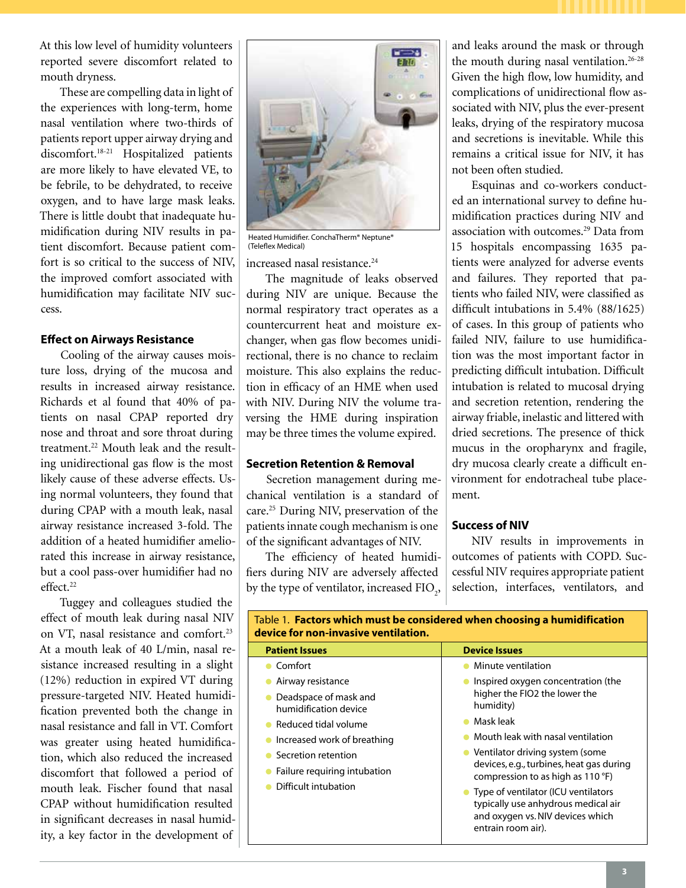At this low level of humidity volunteers reported severe discomfort related to mouth dryness.

These are compelling data in light of the experiences with long-term, home nasal ventilation where two-thirds of patients report upper airway drying and discomfort.[18-21] Hospitalized patients are more likely to have elevated VE, to be febrile, to be dehydrated, to receive oxygen, and to have large mask leaks. There is little doubt that inadequate humidification during NIV results in patient discomfort. Because patient comfort is so critical to the success of NIV, the improved comfort associated with humidification may facilitate NIV success.

### Effect on Airways Resistance

Cooling of the airway causes moisture loss, drying of the mucosa and results in increased airway resistance. Richards et al found that 40% of patients on nasal CPAP reported dry nose and throat and sore throat during treatment.[22] Mouth leak and the resulting unidirectional gas flow is the most likely cause of these adverse effects. Using normal volunteers, they found that during CPAP with a mouth leak, nasal airway resistance increased 3-fold. The addition of a heated humidifier ameliorated this increase in airway resistance, but a cool pass-over humidifier had no effect.[22]

Tuggey and colleagues studied the effect of mouth leak during nasal NIV on VT, nasal resistance and comfort.[23] At a mouth leak of 40 L/min, nasal resistance increased resulting in a slight (12%) reduction in expired VT during pressure-targeted NIV. Heated humidification prevented both the change in nasal resistance and fall in VT. Comfort was greater using heated humidification, which also reduced the increased discomfort that followed a period of mouth leak. Fischer found that nasal CPAP without humidification resulted in significant decreases in nasal humidity, a key factor in the development of increased nasal resistance.[24]

Heated Humidifier. ConchaTherm® Neptune® (Teleflex Medical)

The magnitude of leaks observed during NIV are unique. Because the normal respiratory tract operates as a countercurrent heat and moisture exchanger, when gas flow becomes unidirectional, there is no chance to reclaim moisture. This also explains the reduction in efficacy of an HME when used with NIV. During NIV the volume traversing the HME during inspiration may be three times the volume expired.

### Secretion Retention & Removal

Secretion management during mechanical ventilation is a standard of care.[25] During NIV, preservation of the patients innate cough mechanism is one of the significant advantages of NIV.

The efficiency of heated humidifiers during NIV are adversely affected by the type of ventilator, increased $FIO_2$, and leaks around the mask or through the mouth during nasal ventilation.[26-28] Given the high flow, low humidity, and complications of unidirectional flow associated with NIV, plus the ever-present leaks, drying of the respiratory mucosa and secretions is inevitable. While this remains a critical issue for NIV, it has not been often studied.

Esquinas and co-workers conducted an international survey to define humidification practices during NIV and association with outcomes.[29] Data from 15 hospitals encompassing 1635 patients were analyzed for adverse events and failures. They reported that patients who failed NIV, were classified as difficult intubations in 5.4% (88/1625) of cases. In this group of patients who failed NIV, failure to use humidification was the most important factor in predicting difficult intubation. Difficult intubation is related to mucosal drying and secretion retention, rendering the airway friable, inelastic and littered with dried secretions. The presence of thick mucus in the oropharynx and fragile, dry mucosa clearly create a difficult environment for endotracheal tube placement.

### Success of NIV

NIV results in improvements in outcomes of patients with COPD. Successful NIV requires appropriate patient selection, interfaces, ventilators, and

Table 1. **Factors which must be considered when choosing a humidification device for non-invasive ventilation.**

| Patient Issues | Device Issues |
|---|---|
| • Comfort<br>• Airway resistance<br>• Deadspace of mask and humidification device<br>• Reduced tidal volume<br>• Increased work of breathing<br>• Secretion retention<br>• Failure requiring intubation<br>• Difficult intubation | • Minute ventilation<br>• Inspired oxygen concentration (the higher the FIO2 the lower the humidity)<br>• Mask leak<br>• Mouth leak with nasal ventilation<br>• Ventilator driving system (some devices, e.g., turbines, heat gas during compression to as high as 110 °F)<br>• Type of ventilator (ICU ventilators typically use anhydrous medical air and oxygen vs. NIV devices which entrain room air). |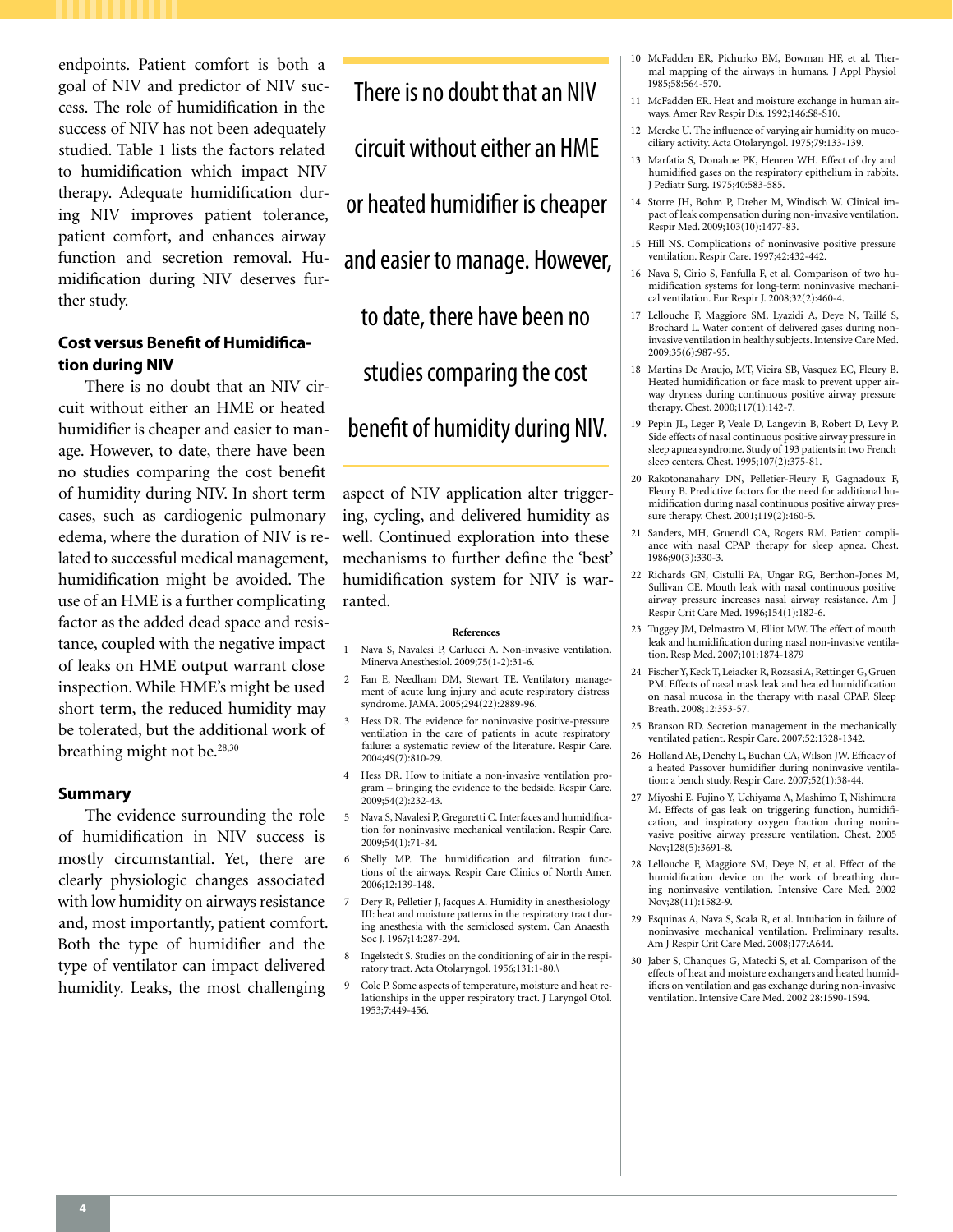endpoints. Patient comfort is both a goal of NIV and predictor of NIV success. The role of humidification in the success of NIV has not been adequately studied. Table 1 lists the factors related to humidification which impact NIV therapy. Adequate humidification during NIV improves patient tolerance, patient comfort, and enhances airway function and secretion removal. Humidification during NIV deserves further study.

### Cost versus Benefit of Humidification during NIV

There is no doubt that an NIV circuit without either an HME or heated humidifier is cheaper and easier to manage. However, to date, there have been no studies comparing the cost benefit of humidity during NIV. In short term cases, such as cardiogenic pulmonary edema, where the duration of NIV is related to successful medical management, humidification might be avoided. The use of an HME is a further complicating factor as the added dead space and resistance, coupled with the negative impact of leaks on HME output warrant close inspection. While HME's might be used short term, the reduced humidity may be tolerated, but the additional work of breathing might not be.[28,30]

> There is no doubt that an NIV circuit without either an HME or heated humidifier is cheaper and easier to manage. However, to date, there have been no studies comparing the cost benefit of humidity during NIV.

### Summary

The evidence surrounding the role of humidification in NIV success is mostly circumstantial. Yet, there are clearly physiologic changes associated with low humidity on airways resistance and, most importantly, patient comfort. Both the type of humidifier and the type of ventilator can impact delivered humidity. Leaks, the most challenging aspect of NIV application alter triggering, cycling, and delivered humidity as well. Continued exploration into these mechanisms to further define the 'best' humidification system for NIV is warranted.

#### References

1. Nava S, Navalesi P, Carlucci A. Non-invasive ventilation. Minerva Anesthesiol. 2009;75(1-2):31-6.
2. Fan E, Needham DM, Stewart TE. Ventilatory management of acute lung injury and acute respiratory distress syndrome. JAMA. 2005;294(22):2889-96.
3. Hess DR. The evidence for noninvasive positive-pressure ventilation in the care of patients in acute respiratory failure: a systematic review of the literature. Respir Care. 2004;49(7):810-29.
4. Hess DR. How to initiate a non-invasive ventilation program – bringing the evidence to the bedside. Respir Care. 2009;54(2):232-43.
5. Nava S, Navalesi P, Gregoretti C. Interfaces and humidification for noninvasive mechanical ventilation. Respir Care. 2009;54(1):71-84.
6. Shelly MP. The humidification and filtration functions of the airways. Respir Care Clinics of North Amer. 2006;12:139-148.
7. Dery R, Pelletier J, Jacques A. Humidity in anesthesiology III: heat and moisture patterns in the respiratory tract during anesthesia with the semiclosed system. Can Anaesth Soc J. 1967;14:287-294.
8. Ingelstedt S. Studies on the conditioning of air in the respiratory tract. Acta Otolaryngol. 1956;131:1-80.\
9. Cole P. Some aspects of temperature, moisture and heat relationships in the upper respiratory tract. J Laryngol Otol. 1953;7:449-456.
10. McFadden ER, Pichurko BM, Bowman HF, et al. Thermal mapping of the airways in humans. J Appl Physiol 1985;58:564-570.
11. McFadden ER. Heat and moisture exchange in human airways. Amer Rev Respir Dis. 1992;146:S8-S10.
12. Mercke U. The influence of varying air humidity on mucociliary activity. Acta Otolaryngol. 1975;79:133-139.
13. Marfatia S, Donahue PK, Henren WH. Effect of dry and humidified gases on the respiratory epithelium in rabbits. J Pediatr Surg. 1975;40:583-585.
14. Storre JH, Bohm P, Dreher M, Windisch W. Clinical impact of leak compensation during non-invasive ventilation. Respir Med. 2009;103(10):1477-83.
15. Hill NS. Complications of noninvasive positive pressure ventilation. Respir Care. 1997;42:432-442.
16. Nava S, Cirio S, Fanfulla F, et al. Comparison of two humidification systems for long-term noninvasive mechanical ventilation. Eur Respir J. 2008;32(2):460-4.
17. Lellouche F, Maggiore SM, Lyazidi A, Deye N, Taillé S, Brochard L. Water content of delivered gases during noninvasive ventilation in healthy subjects. Intensive Care Med. 2009;35(6):987-95.
18. Martins De Araujo, MT, Vieira SB, Vasquez EC, Fleury B. Heated humidification or face mask to prevent upper airway dryness during continuous positive airway pressure therapy. Chest. 2000;117(1):142-7.
19. Pepin JL, Leger P, Veale D, Langevin B, Robert D, Levy P. Side effects of nasal continuous positive airway pressure in sleep apnea syndrome. Study of 193 patients in two French sleep centers. Chest. 1995;107(2):375-81.
20. Rakotonanahary DN, Pelletier-Fleury F, Gagnadoux F, Fleury B. Predictive factors for the need for additional humidification during nasal continuous positive airway pressure therapy. Chest. 2001;119(2):460-5.
21. Sanders, MH, Gruendl CA, Rogers RM. Patient compliance with nasal CPAP therapy for sleep apnea. Chest. 1986;90(3):330-3.
22. Richards GN, Cistulli PA, Ungar RG, Berthon-Jones M, Sullivan CE. Mouth leak with nasal continuous positive airway pressure increases nasal airway resistance. Am J Respir Crit Care Med. 1996;154(1):182-6.
23. Tuggey JM, Delmastro M, Elliot MW. The effect of mouth leak and humidification during nasal non-invasive ventilation. Resp Med. 2007;101:1874-1879
24. Fischer Y, Keck T, Leiacker R, Rozsasi A, Rettinger G, Gruen PM. Effects of nasal mask leak and heated humidification on nasal mucosa in the therapy with nasal CPAP. Sleep Breath. 2008;12:353-57.
25. Branson RD. Secretion management in the mechanically ventilated patient. Respir Care. 2007;52:1328-1342.
26. Holland AE, Denehy L, Buchan CA, Wilson JW. Efficacy of a heated Passover humidifier during noninvasive ventilation: a bench study. Respir Care. 2007;52(1):38-44.
27. Miyoshi E, Fujino Y, Uchiyama A, Mashimo T, Nishimura M. Effects of gas leak on triggering function, humidification, and inspiratory oxygen fraction during noninvasive positive airway pressure ventilation. Chest. 2005 Nov;128(5):3691-8.
28. Lellouche F, Maggiore SM, Deye N, et al. Effect of the humidification device on the work of breathing during noninvasive ventilation. Intensive Care Med. 2002 Nov;28(11):1582-9.
29. Esquinas A, Nava S, Scala R, et al. Intubation in failure of noninvasive mechanical ventilation. Preliminary results. Am J Respir Crit Care Med. 2008;177:A644.
30. Jaber S, Chanques G, Matecki S, et al. Comparison of the effects of heat and moisture exchangers and heated humidifiers on ventilation and gas exchange during non-invasive ventilation. Intensive Care Med. 2002 28:1590-1594.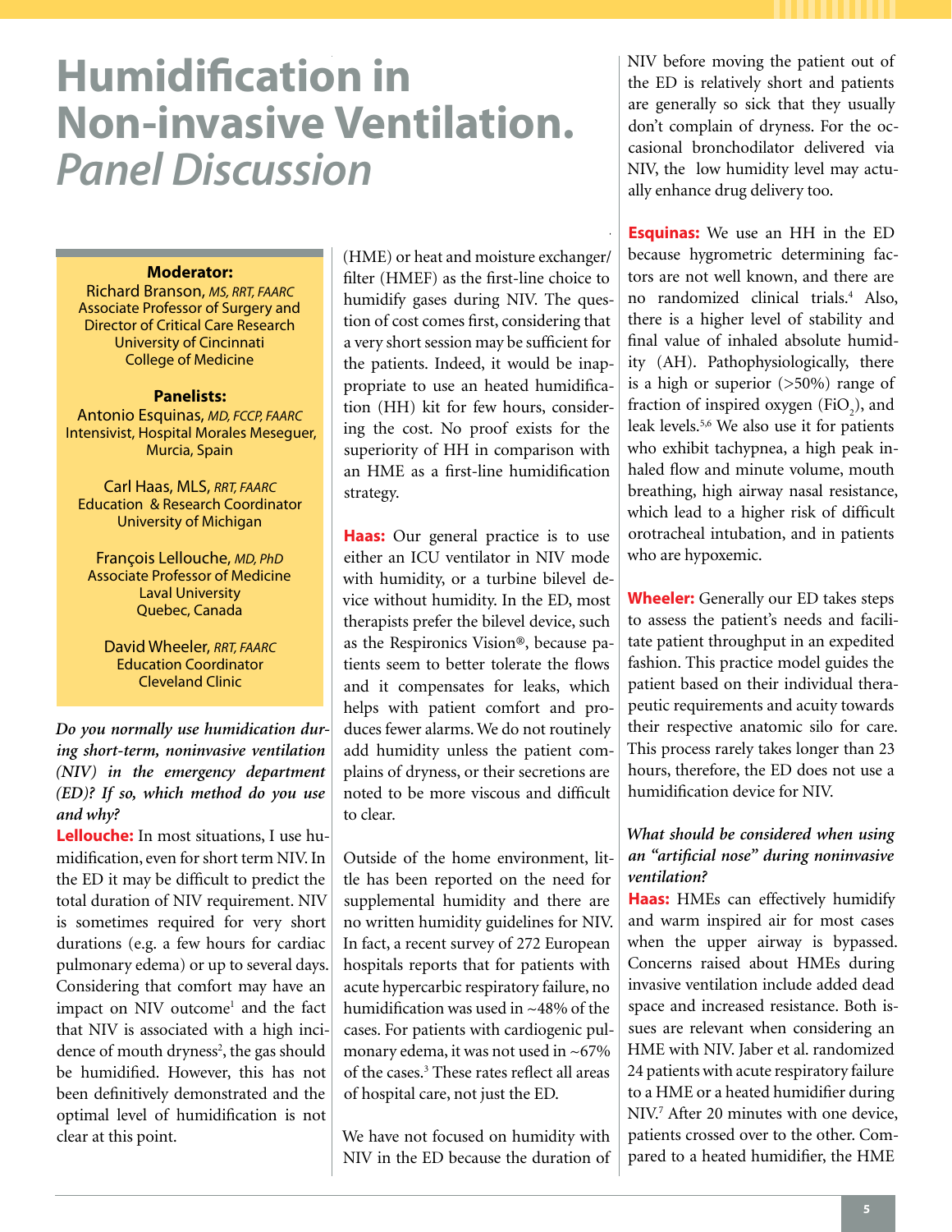# Humidification in Non-invasive Ventilation. *Panel Discussion*

**Moderator:**
Richard Branson, *MS, RRT, FAARC*
Associate Professor of Surgery and Director of Critical Care Research
University of Cincinnati College of Medicine

**Panelists:**
Antonio Esquinas, *MD, FCCP, FAARC*
Intensivist, Hospital Morales Meseguer, Murcia, Spain

Carl Haas, MLS, *RRT, FAARC*
Education & Research Coordinator
University of Michigan

François Lellouche, *MD, PhD*
Associate Professor of Medicine
Laval University
Quebec, Canada

David Wheeler, *RRT, FAARC*
Education Coordinator
Cleveland Clinic

***Do you normally use humidication during short-term, noninvasive ventilation (NIV) in the emergency department (ED)? If so, which method do you use and why?***

**Lellouche:** In most situations, I use humidification, even for short term NIV. In the ED it may be difficult to predict the total duration of NIV requirement. NIV is sometimes required for very short durations (e.g. a few hours for cardiac pulmonary edema) or up to several days. Considering that comfort may have an impact on NIV outcome[1] and the fact that NIV is associated with a high incidence of mouth dryness[2], the gas should be humidified. However, this has not been definitively demonstrated and the optimal level of humidification is not clear at this point.

(HME) or heat and moisture exchanger/filter (HMEF) as the first-line choice to humidify gases during NIV. The question of cost comes first, considering that a very short session may be sufficient for the patients. Indeed, it would be inappropriate to use an heated humidification (HH) kit for few hours, considering the cost. No proof exists for the superiority of HH in comparison with an HME as a first-line humidification strategy.

**Haas:** Our general practice is to use either an ICU ventilator in NIV mode with humidity, or a turbine bilevel device without humidity. In the ED, most therapists prefer the bilevel device, such as the Respironics Vision®, because patients seem to better tolerate the flows and it compensates for leaks, which helps with patient comfort and produces fewer alarms. We do not routinely add humidity unless the patient complains of dryness, or their secretions are noted to be more viscous and difficult to clear.

Outside of the home environment, little has been reported on the need for supplemental humidity and there are no written humidity guidelines for NIV. In fact, a recent survey of 272 European hospitals reports that for patients with acute hypercarbic respiratory failure, no humidification was used in ~48% of the cases. For patients with cardiogenic pulmonary edema, it was not used in ~67% of the cases.[3] These rates reflect all areas of hospital care, not just the ED.

We have not focused on humidity with NIV in the ED because the duration of NIV before moving the patient out of the ED is relatively short and patients are generally so sick that they usually don't complain of dryness. For the occasional bronchodilator delivered via NIV, the low humidity level may actually enhance drug delivery too.

**Esquinas:** We use an HH in the ED because hygrometric determining factors are not well known, and there are no randomized clinical trials.[4] Also, there is a higher level of stability and final value of inhaled absolute humidity (AH). Pathophysiologically, there is a high or superior (>50%) range of fraction of inspired oxygen ($FiO_2$), and leak levels.[5,6] We also use it for patients who exhibit tachypnea, a high peak inhaled flow and minute volume, mouth breathing, high airway nasal resistance, which lead to a higher risk of difficult orotracheal intubation, and in patients who are hypoxemic.

**Wheeler:** Generally our ED takes steps to assess the patient's needs and facilitate patient throughput in an expedited fashion. This practice model guides the patient based on their individual therapeutic requirements and acuity towards their respective anatomic silo for care. This process rarely takes longer than 23 hours, therefore, the ED does not use a humidification device for NIV.

***What should be considered when using an "artificial nose" during noninvasive ventilation?***

**Haas:** HMEs can effectively humidify and warm inspired air for most cases when the upper airway is bypassed. Concerns raised about HMEs during invasive ventilation include added dead space and increased resistance. Both issues are relevant when considering an HME with NIV. Jaber et al. randomized 24 patients with acute respiratory failure to a HME or a heated humidifier during NIV.[7] After 20 minutes with one device, patients crossed over to the other. Compared to a heated humidifier, the HME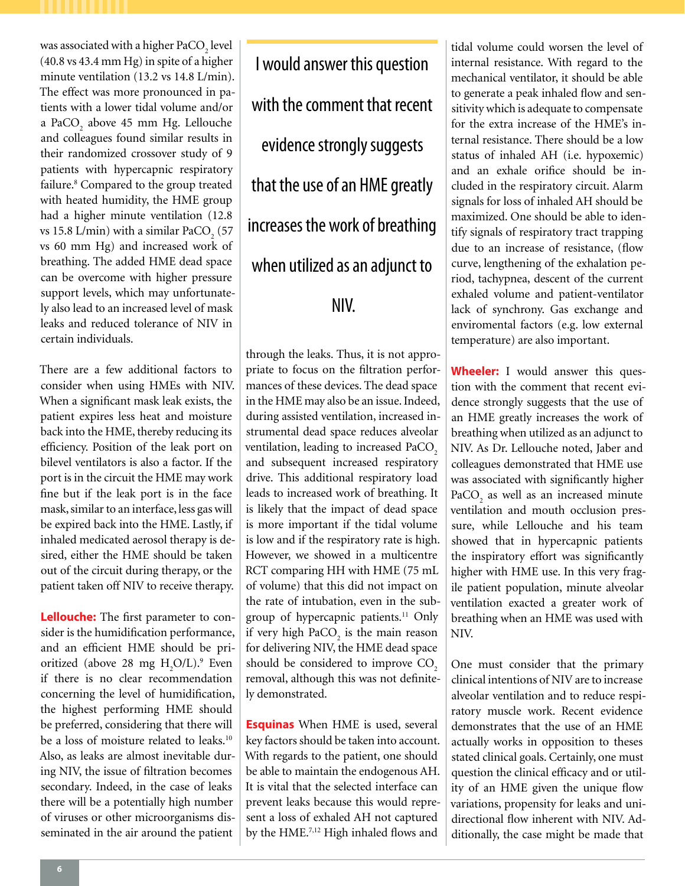was associated with a higher $PaCO_2$ level (40.8 vs 43.4 mm Hg) in spite of a higher minute ventilation (13.2 vs 14.8 L/min). The effect was more pronounced in patients with a lower tidal volume and/or a $PaCO_2$ above 45 mm Hg. Lellouche and colleagues found similar results in their randomized crossover study of 9 patients with hypercapnic respiratory failure.[8] Compared to the group treated with heated humidity, the HME group had a higher minute ventilation (12.8 vs 15.8 L/min) with a similar $PaCO_2$ (57 vs 60 mm Hg) and increased work of breathing. The added HME dead space can be overcome with higher pressure support levels, which may unfortunately also lead to an increased level of mask leaks and reduced tolerance of NIV in certain individuals.

There are a few additional factors to consider when using HMEs with NIV. When a significant mask leak exists, the patient expires less heat and moisture back into the HME, thereby reducing its efficiency. Position of the leak port on bilevel ventilators is also a factor. If the port is in the circuit the HME may work fine but if the leak port is in the face mask, similar to an interface, less gas will be expired back into the HME. Lastly, if inhaled medicated aerosol therapy is desired, either the HME should be taken out of the circuit during therapy, or the patient taken off NIV to receive therapy.

**Lellouche:** The first parameter to consider is the humidification performance, and an efficient HME should be prioritized (above 28 mg $H_2O$/L).[9] Even if there is no clear recommendation concerning the level of humidification, the highest performing HME should be preferred, considering that there will be a loss of moisture related to leaks.[10] Also, as leaks are almost inevitable during NIV, the issue of filtration becomes secondary. Indeed, in the case of leaks there will be a potentially high number of viruses or other microorganisms disseminated in the air around the patient through the leaks. Thus, it is not appropriate to focus on the filtration performances of these devices. The dead space in the HME may also be an issue. Indeed, during assisted ventilation, increased instrumental dead space reduces alveolar ventilation, leading to increased $PaCO_2$ and subsequent increased respiratory drive. This additional respiratory load leads to increased work of breathing. It is likely that the impact of dead space is more important if the tidal volume is low and if the respiratory rate is high. However, we showed in a multicentre RCT comparing HH with HME (75 mL of volume) that this did not impact on the rate of intubation, even in the subgroup of hypercapnic patients.[11] Only if very high $PaCO_2$ is the main reason for delivering NIV, the HME dead space should be considered to improve $CO_2$ removal, although this was not definitely demonstrated.

> I would answer this question with the comment that recent evidence strongly suggests that the use of an HME greatly increases the work of breathing when utilized as an adjunct to NIV.

**Esquinas** When HME is used, several key factors should be taken into account. With regards to the patient, one should be able to maintain the endogenous AH. It is vital that the selected interface can prevent leaks because this would represent a loss of exhaled AH not captured by the HME.[7,12] High inhaled flows and tidal volume could worsen the level of internal resistance. With regard to the mechanical ventilator, it should be able to generate a peak inhaled flow and sensitivity which is adequate to compensate for the extra increase of the HME's internal resistance. There should be a low status of inhaled AH (i.e. hypoxemic) and an exhale orifice should be included in the respiratory circuit. Alarm signals for loss of inhaled AH should be maximized. One should be able to identify signals of respiratory tract trapping due to an increase of resistance, (flow curve, lengthening of the exhalation period, tachypnea, descent of the current exhaled volume and patient-ventilator lack of synchrony. Gas exchange and enviromental factors (e.g. low external temperature) are also important.

**Wheeler:** I would answer this question with the comment that recent evidence strongly suggests that the use of an HME greatly increases the work of breathing when utilized as an adjunct to NIV. As Dr. Lellouche noted, Jaber and colleagues demonstrated that HME use was associated with significantly higher $PaCO_2$ as well as an increased minute ventilation and mouth occlusion pressure, while Lellouche and his team showed that in hypercapnic patients the inspiratory effort was significantly higher with HME use. In this very fragile patient population, minute alveolar ventilation exacted a greater work of breathing when an HME was used with NIV.

One must consider that the primary clinical intentions of NIV are to increase alveolar ventilation and to reduce respiratory muscle work. Recent evidence demonstrates that the use of an HME actually works in opposition to theses stated clinical goals. Certainly, one must question the clinical efficacy and or utility of an HME given the unique flow variations, propensity for leaks and unidirectional flow inherent with NIV. Additionally, the case might be made that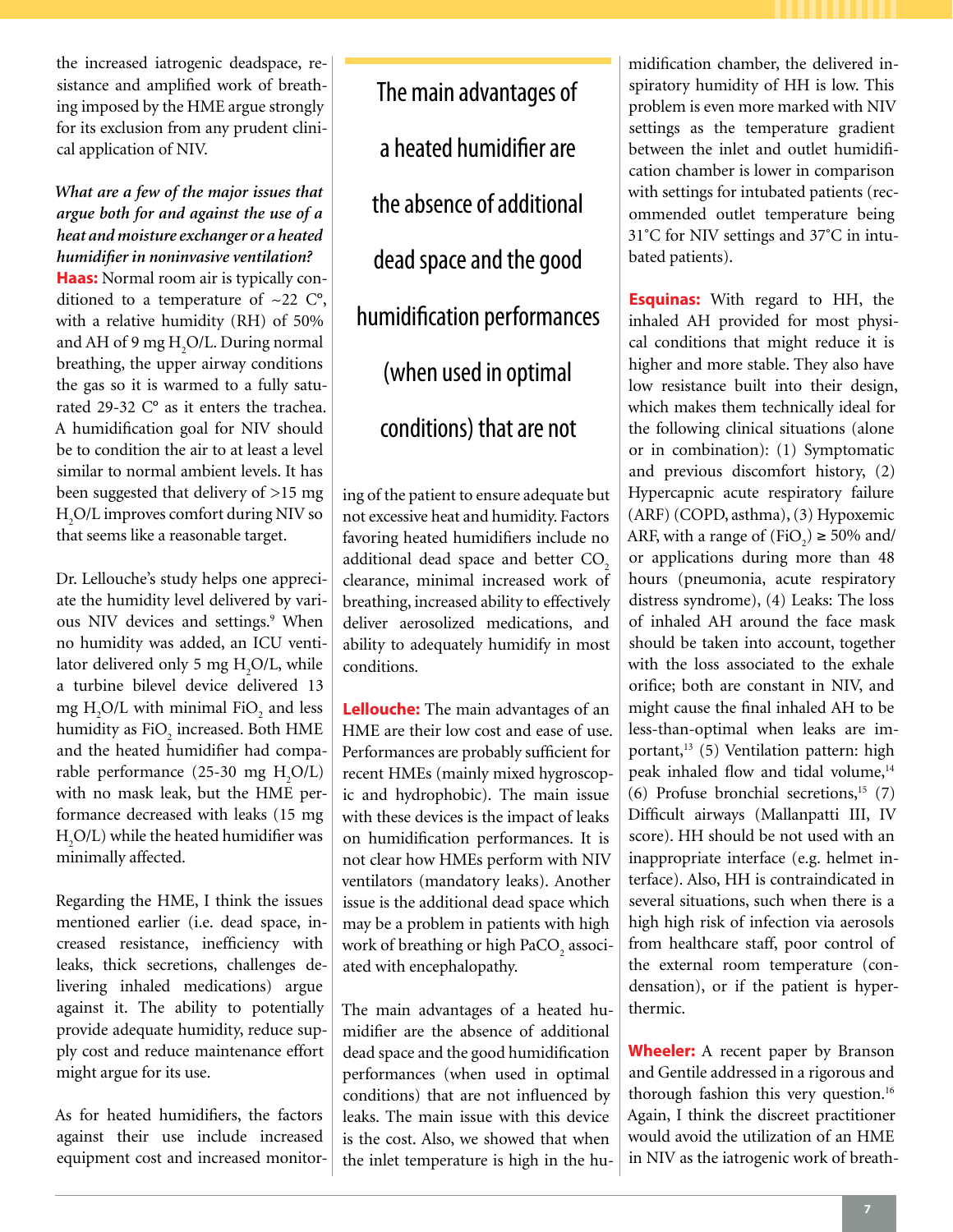the increased iatrogenic deadspace, resistance and amplified work of breathing imposed by the HME argue strongly for its exclusion from any prudent clinical application of NIV.

***What are a few of the major issues that argue both for and against the use of a heat and moisture exchanger or a heated humidifier in noninvasive ventilation?***

**Haas:** Normal room air is typically conditioned to a temperature of ~22 C°, with a relative humidity (RH) of 50% and AH of 9 mg $H_2O$/L. During normal breathing, the upper airway conditions the gas so it is warmed to a fully saturated 29-32 C° as it enters the trachea. A humidification goal for NIV should be to condition the air to at least a level similar to normal ambient levels. It has been suggested that delivery of >15 mg $H_2O$/L improves comfort during NIV so that seems like a reasonable target.

Dr. Lellouche's study helps one appreciate the humidity level delivered by various NIV devices and settings.[9] When no humidity was added, an ICU ventilator delivered only 5 mg $H_2O$/L, while a turbine bilevel device delivered 13 mg $H_2O$/L with minimal $FiO_2$ and less humidity as $FiO_2$ increased. Both HME and the heated humidifier had comparable performance (25-30 mg $H_2O$/L) with no mask leak, but the HME performance decreased with leaks (15 mg $H_2O$/L) while the heated humidifier was minimally affected.

Regarding the HME, I think the issues mentioned earlier (i.e. dead space, increased resistance, inefficiency with leaks, thick secretions, challenges delivering inhaled medications) argue against it. The ability to potentially provide adequate humidity, reduce supply cost and reduce maintenance effort might argue for its use.

As for heated humidifiers, the factors against their use include increased equipment cost and increased monitoring of the patient to ensure adequate but not excessive heat and humidity. Factors favoring heated humidifiers include no additional dead space and better $CO_2$ clearance, minimal increased work of breathing, increased ability to effectively deliver aerosolized medications, and ability to adequately humidify in most conditions.

> The main advantages of a heated humidifier are the absence of additional dead space and the good humidification performances (when used in optimal conditions) that are not

**Lellouche:** The main advantages of an HME are their low cost and ease of use. Performances are probably sufficient for recent HMEs (mainly mixed hygroscopic and hydrophobic). The main issue with these devices is the impact of leaks on humidification performances. It is not clear how HMEs perform with NIV ventilators (mandatory leaks). Another issue is the additional dead space which may be a problem in patients with high work of breathing or high $PaCO_2$ associated with encephalopathy.

The main advantages of a heated humidifier are the absence of additional dead space and the good humidification performances (when used in optimal conditions) that are not influenced by leaks. The main issue with this device is the cost. Also, we showed that when the inlet temperature is high in the humidification chamber, the delivered inspiratory humidity of HH is low. This problem is even more marked with NIV settings as the temperature gradient between the inlet and outlet humidification chamber is lower in comparison with settings for intubated patients (recommended outlet temperature being 31°C for NIV settings and 37°C in intubated patients).

**Esquinas:** With regard to HH, the inhaled AH provided for most physical conditions that might reduce it is higher and more stable. They also have low resistance built into their design, which makes them technically ideal for the following clinical situations (alone or in combination): (1) Symptomatic and previous discomfort history, (2) Hypercapnic acute respiratory failure (ARF) (COPD, asthma), (3) Hypoxemic ARF, with a range of ($FiO_2$) ≥ 50% and/or applications during more than 48 hours (pneumonia, acute respiratory distress syndrome), (4) Leaks: The loss of inhaled AH around the face mask should be taken into account, together with the loss associated to the exhale orifice; both are constant in NIV, and might cause the final inhaled AH to be less-than-optimal when leaks are important,[13] (5) Ventilation pattern: high peak inhaled flow and tidal volume,[14] (6) Profuse bronchial secretions,[15] (7) Difficult airways (Mallanpatti III, IV score). HH should be not used with an inappropriate interface (e.g. helmet interface). Also, HH is contraindicated in several situations, such when there is a high high risk of infection via aerosols from healthcare staff, poor control of the external room temperature (condensation), or if the patient is hyperthermic.

**Wheeler:** A recent paper by Branson and Gentile addressed in a rigorous and thorough fashion this very question.[16] Again, I think the discreet practitioner would avoid the utilization of an HME in NIV as the iatrogenic work of breath-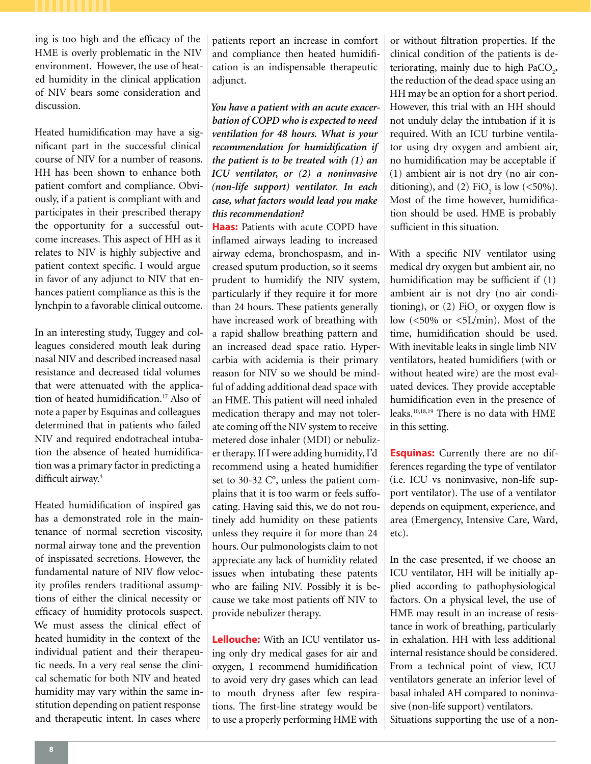ing is too high and the efficacy of the HME is overly problematic in the NIV environment. However, the use of heated humidity in the clinical application of NIV bears some consideration and discussion.

Heated humidification may have a significant part in the successful clinical course of NIV for a number of reasons. HH has been shown to enhance both patient comfort and compliance. Obviously, if a patient is compliant with and participates in their prescribed therapy the opportunity for a successful outcome increases. This aspect of HH as it relates to NIV is highly subjective and patient context specific. I would argue in favor of any adjunct to NIV that enhances patient compliance as this is the lynchpin to a favorable clinical outcome.

In an interesting study, Tuggey and colleagues considered mouth leak during nasal NIV and described increased nasal resistance and decreased tidal volumes that were attenuated with the application of heated humidification.[17] Also of note a paper by Esquinas and colleagues determined that in patients who failed NIV and required endotracheal intubation the absence of heated humidification was a primary factor in predicting a difficult airway.[4]

Heated humidification of inspired gas has a demonstrated role in the maintenance of normal secretion viscosity, normal airway tone and the prevention of inspissated secretions. However, the fundamental nature of NIV flow velocity profiles renders traditional assumptions of either the clinical necessity or efficacy of humidity protocols suspect. We must assess the clinical effect of heated humidity in the context of the individual patient and their therapeutic needs. In a very real sense the clinical schematic for both NIV and heated humidity may vary within the same institution depending on patient response and therapeutic intent. In cases where patients report an increase in comfort and compliance then heated humidification is an indispensable therapeutic adjunct.

***You have a patient with an acute exacerbation of COPD who is expected to need ventilation for 48 hours. What is your recommendation for humidification if the patient is to be treated with (1) an ICU ventilator, or (2) a noninvasive (non-life support) ventilator. In each case, what factors would lead you make this recommendation?***

**Haas:** Patients with acute COPD have inflamed airways leading to increased airway edema, bronchospasm, and increased sputum production, so it seems prudent to humidify the NIV system, particularly if they require it for more than 24 hours. These patients generally have increased work of breathing with a rapid shallow breathing pattern and an increased dead space ratio. Hypercarbia with acidemia is their primary reason for NIV so we should be mindful of adding additional dead space with an HME. This patient will need inhaled medication therapy and may not tolerate coming off the NIV system to receive metered dose inhaler (MDI) or nebulizer therapy. If I were adding humidity, I'd recommend using a heated humidifier set to 30-32 C°, unless the patient complains that it is too warm or feels suffocating. Having said this, we do not routinely add humidity on these patients unless they require it for more than 24 hours. Our pulmonologists claim to not appreciate any lack of humidity related issues when intubating these patients who are failing NIV. Possibly it is because we take most patients off NIV to provide nebulizer therapy.

**Lellouche:** With an ICU ventilator using only dry medical gases for air and oxygen, I recommend humidification to avoid very dry gases which can lead to mouth dryness after few respirations. The first-line strategy would be to use a properly performing HME with or without filtration properties. If the clinical condition of the patients is deteriorating, mainly due to high $PaCO_2$, the reduction of the dead space using an HH may be an option for a short period. However, this trial with an HH should not unduly delay the intubation if it is required. With an ICU turbine ventilator using dry oxygen and ambient air, no humidification may be acceptable if (1) ambient air is not dry (no air conditioning), and (2) $FiO_2$ is low (<50%). Most of the time however, humidification should be used. HME is probably sufficient in this situation.

With a specific NIV ventilator using medical dry oxygen but ambient air, no humidification may be sufficient if (1) ambient air is not dry (no air conditioning), or (2) $FiO_2$ or oxygen flow is low (<50% or <5L/min). Most of the time, humidification should be used. With inevitable leaks in single limb NIV ventilators, heated humidifiers (with or without heated wire) are the most evaluated devices. They provide acceptable humidification even in the presence of leaks.[10,18,19] There is no data with HME in this setting.

**Esquinas:** Currently there are no differences regarding the type of ventilator (i.e. ICU vs noninvasive, non-life support ventilator). The use of a ventilator depends on equipment, experience, and area (Emergency, Intensive Care, Ward, etc).

In the case presented, if we choose an ICU ventilator, HH will be initially applied according to pathophysiological factors. On a physical level, the use of HME may result in an increase of resistance in work of breathing, particularly in exhalation. HH with less additional internal resistance should be considered. From a technical point of view, ICU ventilators generate an inferior level of basal inhaled AH compared to noninvasive (non-life support) ventilators.

Situations supporting the use of a non-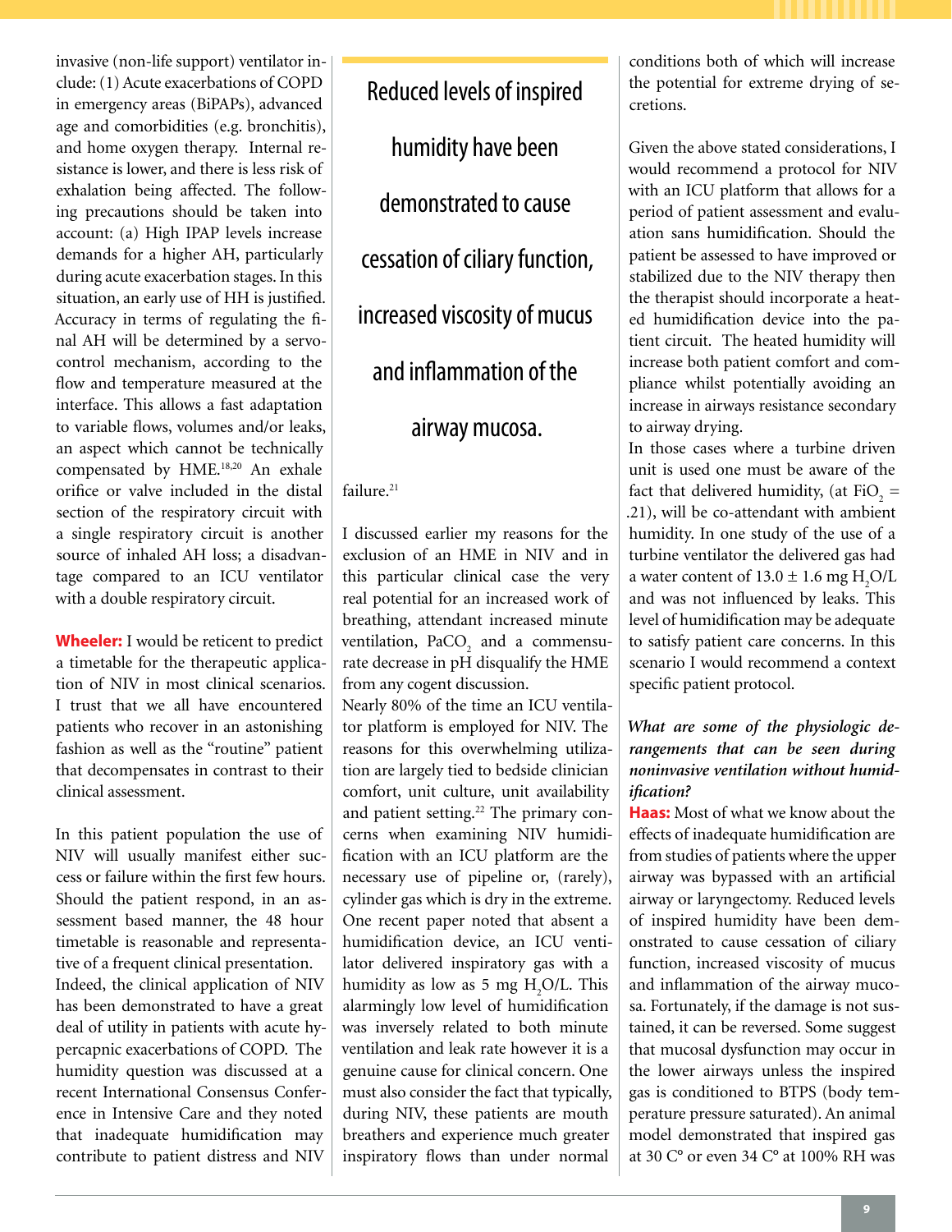invasive (non-life support) ventilator include: (1) Acute exacerbations of COPD in emergency areas (BiPAPs), advanced age and comorbidities (e.g. bronchitis), and home oxygen therapy. Internal resistance is lower, and there is less risk of exhalation being affected. The following precautions should be taken into account: (a) High IPAP levels increase demands for a higher AH, particularly during acute exacerbation stages. In this situation, an early use of HH is justified. Accuracy in terms of regulating the final AH will be determined by a servo-control mechanism, according to the flow and temperature measured at the interface. This allows a fast adaptation to variable flows, volumes and/or leaks, an aspect which cannot be technically compensated by HME.[18,20] An exhale orifice or valve included in the distal section of the respiratory circuit with a single respiratory circuit is another source of inhaled AH loss; a disadvantage compared to an ICU ventilator with a double respiratory circuit.

**Wheeler:** I would be reticent to predict a timetable for the therapeutic application of NIV in most clinical scenarios. I trust that we all have encountered patients who recover in an astonishing fashion as well as the "routine" patient that decompensates in contrast to their clinical assessment.

In this patient population the use of NIV will usually manifest either success or failure within the first few hours. Should the patient respond, in an assessment based manner, the 48 hour timetable is reasonable and representative of a frequent clinical presentation. Indeed, the clinical application of NIV has been demonstrated to have a great deal of utility in patients with acute hypercapnic exacerbations of COPD. The humidity question was discussed at a recent International Consensus Conference in Intensive Care and they noted that inadequate humidification may contribute to patient distress and NIV failure.[21]

> Reduced levels of inspired humidity have been demonstrated to cause cessation of ciliary function, increased viscosity of mucus and inflammation of the airway mucosa.

I discussed earlier my reasons for the exclusion of an HME in NIV and in this particular clinical case the very real potential for an increased work of breathing, attendant increased minute ventilation, $PaCO_2$ and a commensurate decrease in pH disqualify the HME from any cogent discussion.
Nearly 80% of the time an ICU ventilator platform is employed for NIV. The reasons for this overwhelming utilization are largely tied to bedside clinician comfort, unit culture, unit availability and patient setting.[22] The primary concerns when examining NIV humidification with an ICU platform are the necessary use of pipeline or, (rarely), cylinder gas which is dry in the extreme. One recent paper noted that absent a humidification device, an ICU ventilator delivered inspiratory gas with a humidity as low as 5 mg $H_2O$/L. This alarmingly low level of humidification was inversely related to both minute ventilation and leak rate however it is a genuine cause for clinical concern. One must also consider the fact that typically, during NIV, these patients are mouth breathers and experience much greater inspiratory flows than under normal conditions both of which will increase the potential for extreme drying of secretions.

Given the above stated considerations, I would recommend a protocol for NIV with an ICU platform that allows for a period of patient assessment and evaluation sans humidification. Should the patient be assessed to have improved or stabilized due to the NIV therapy then the therapist should incorporate a heated humidification device into the patient circuit. The heated humidity will increase both patient comfort and compliance whilst potentially avoiding an increase in airways resistance secondary to airway drying.
In those cases where a turbine driven unit is used one must be aware of the fact that delivered humidity, (at $FiO_2$ = .21), will be co-attendant with ambient humidity. In one study of the use of a turbine ventilator the delivered gas had a water content of 13.0 ± 1.6 mg $H_2O$/L and was not influenced by leaks. This level of humidification may be adequate to satisfy patient care concerns. In this scenario I would recommend a context specific patient protocol.

***What are some of the physiologic derangements that can be seen during noninvasive ventilation without humidification?***

**Haas:** Most of what we know about the effects of inadequate humidification are from studies of patients where the upper airway was bypassed with an artificial airway or laryngectomy. Reduced levels of inspired humidity have been demonstrated to cause cessation of ciliary function, increased viscosity of mucus and inflammation of the airway mucosa. Fortunately, if the damage is not sustained, it can be reversed. Some suggest that mucosal dysfunction may occur in the lower airways unless the inspired gas is conditioned to BTPS (body temperature pressure saturated). An animal model demonstrated that inspired gas at 30 C° or even 34 C° at 100% RH was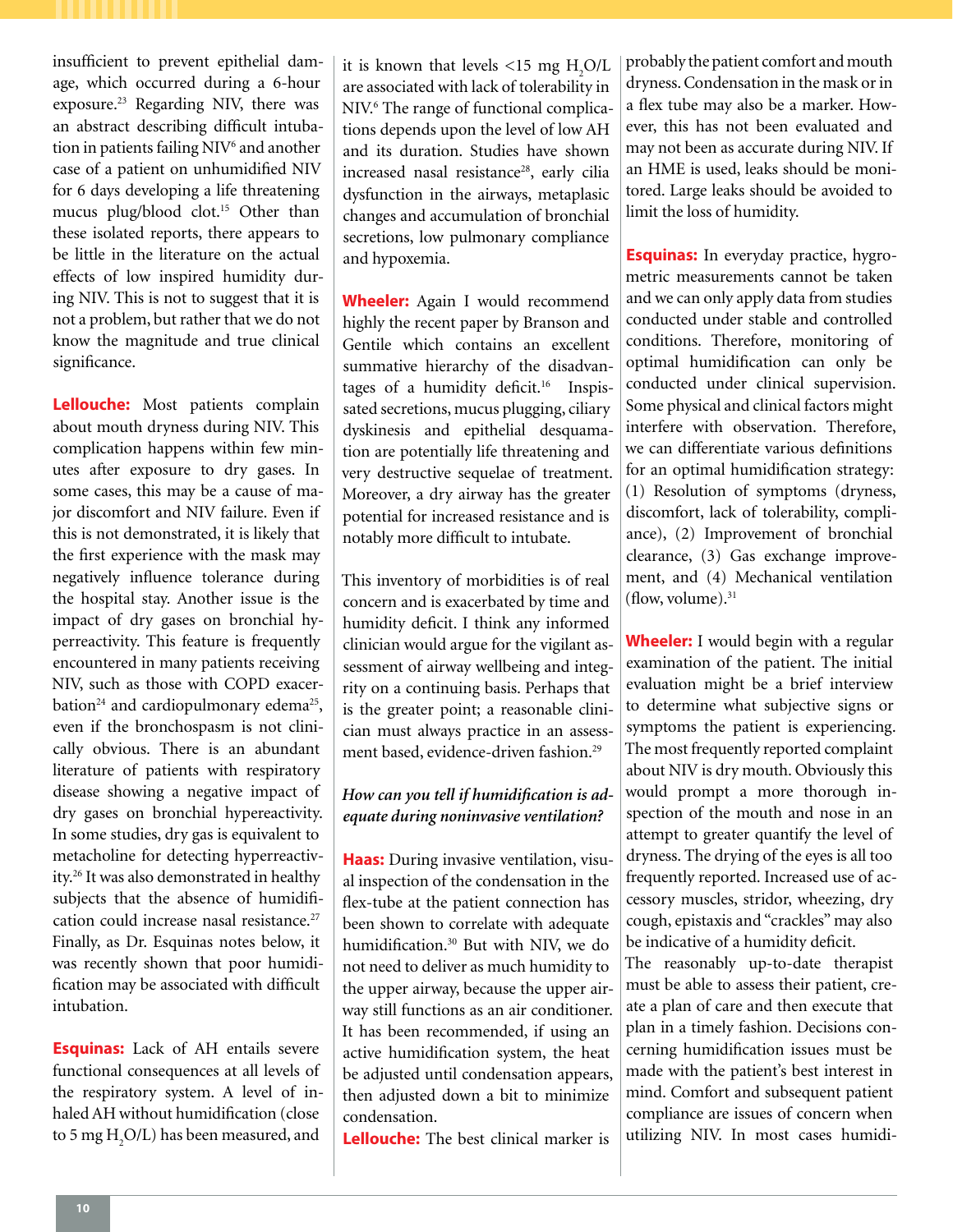insufficient to prevent epithelial damage, which occurred during a 6-hour exposure.[23] Regarding NIV, there was an abstract describing difficult intubation in patients failing NIV[6] and another case of a patient on unhumidified NIV for 6 days developing a life threatening mucus plug/blood clot.[15] Other than these isolated reports, there appears to be little in the literature on the actual effects of low inspired humidity during NIV. This is not to suggest that it is not a problem, but rather that we do not know the magnitude and true clinical significance.

**Lellouche:** Most patients complain about mouth dryness during NIV. This complication happens within few minutes after exposure to dry gases. In some cases, this may be a cause of major discomfort and NIV failure. Even if this is not demonstrated, it is likely that the first experience with the mask may negatively influence tolerance during the hospital stay. Another issue is the impact of dry gases on bronchial hyperreactivity. This feature is frequently encountered in many patients receiving NIV, such as those with COPD exacerbation[24] and cardiopulmonary edema[25], even if the bronchospasm is not clinically obvious. There is an abundant literature of patients with respiratory disease showing a negative impact of dry gases on bronchial hypereactivity. In some studies, dry gas is equivalent to metacholine for detecting hyperreactivity.[26] It was also demonstrated in healthy subjects that the absence of humidification could increase nasal resistance.[27] Finally, as Dr. Esquinas notes below, it was recently shown that poor humidification may be associated with difficult intubation.

**Esquinas:** Lack of AH entails severe functional consequences at all levels of the respiratory system. A level of inhaled AH without humidification (close to 5 mg $H_2O$/L) has been measured, and it is known that levels <15 mg $H_2O$/L are associated with lack of tolerability in NIV.[6] The range of functional complications depends upon the level of low AH and its duration. Studies have shown increased nasal resistance[28], early cilia dysfunction in the airways, metaplasic changes and accumulation of bronchial secretions, low pulmonary compliance and hypoxemia.

**Wheeler:** Again I would recommend highly the recent paper by Branson and Gentile which contains an excellent summative hierarchy of the disadvantages of a humidity deficit.[16] Inspissated secretions, mucus plugging, ciliary dyskinesis and epithelial desquamation are potentially life threatening and very destructive sequelae of treatment. Moreover, a dry airway has the greater potential for increased resistance and is notably more difficult to intubate.

This inventory of morbidities is of real concern and is exacerbated by time and humidity deficit. I think any informed clinician would argue for the vigilant assessment of airway wellbeing and integrity on a continuing basis. Perhaps that is the greater point; a reasonable clinician must always practice in an assessment based, evidence-driven fashion.[29]

*How can you tell if humidification is adequate during noninvasive ventilation?*

**Haas:** During invasive ventilation, visual inspection of the condensation in the flex-tube at the patient connection has been shown to correlate with adequate humidification.[30] But with NIV, we do not need to deliver as much humidity to the upper airway, because the upper airway still functions as an air conditioner. It has been recommended, if using an active humidification system, the heat be adjusted until condensation appears, then adjusted down a bit to minimize condensation.

**Lellouche:** The best clinical marker is probably the patient comfort and mouth dryness. Condensation in the mask or in a flex tube may also be a marker. However, this has not been evaluated and may not been as accurate during NIV. If an HME is used, leaks should be monitored. Large leaks should be avoided to limit the loss of humidity.

**Esquinas:** In everyday practice, hygrometric measurements cannot be taken and we can only apply data from studies conducted under stable and controlled conditions. Therefore, monitoring of optimal humidification can only be conducted under clinical supervision. Some physical and clinical factors might interfere with observation. Therefore, we can differentiate various definitions for an optimal humidification strategy: (1) Resolution of symptoms (dryness, discomfort, lack of tolerability, compliance), (2) Improvement of bronchial clearance, (3) Gas exchange improvement, and (4) Mechanical ventilation (flow, volume).[31]

**Wheeler:** I would begin with a regular examination of the patient. The initial evaluation might be a brief interview to determine what subjective signs or symptoms the patient is experiencing. The most frequently reported complaint about NIV is dry mouth. Obviously this would prompt a more thorough inspection of the mouth and nose in an attempt to greater quantify the level of dryness. The drying of the eyes is all too frequently reported. Increased use of accessory muscles, stridor, wheezing, dry cough, epistaxis and "crackles" may also be indicative of a humidity deficit.

The reasonably up-to-date therapist must be able to assess their patient, create a plan of care and then execute that plan in a timely fashion. Decisions concerning humidification issues must be made with the patient's best interest in mind. Comfort and subsequent patient compliance are issues of concern when utilizing NIV. In most cases humidi-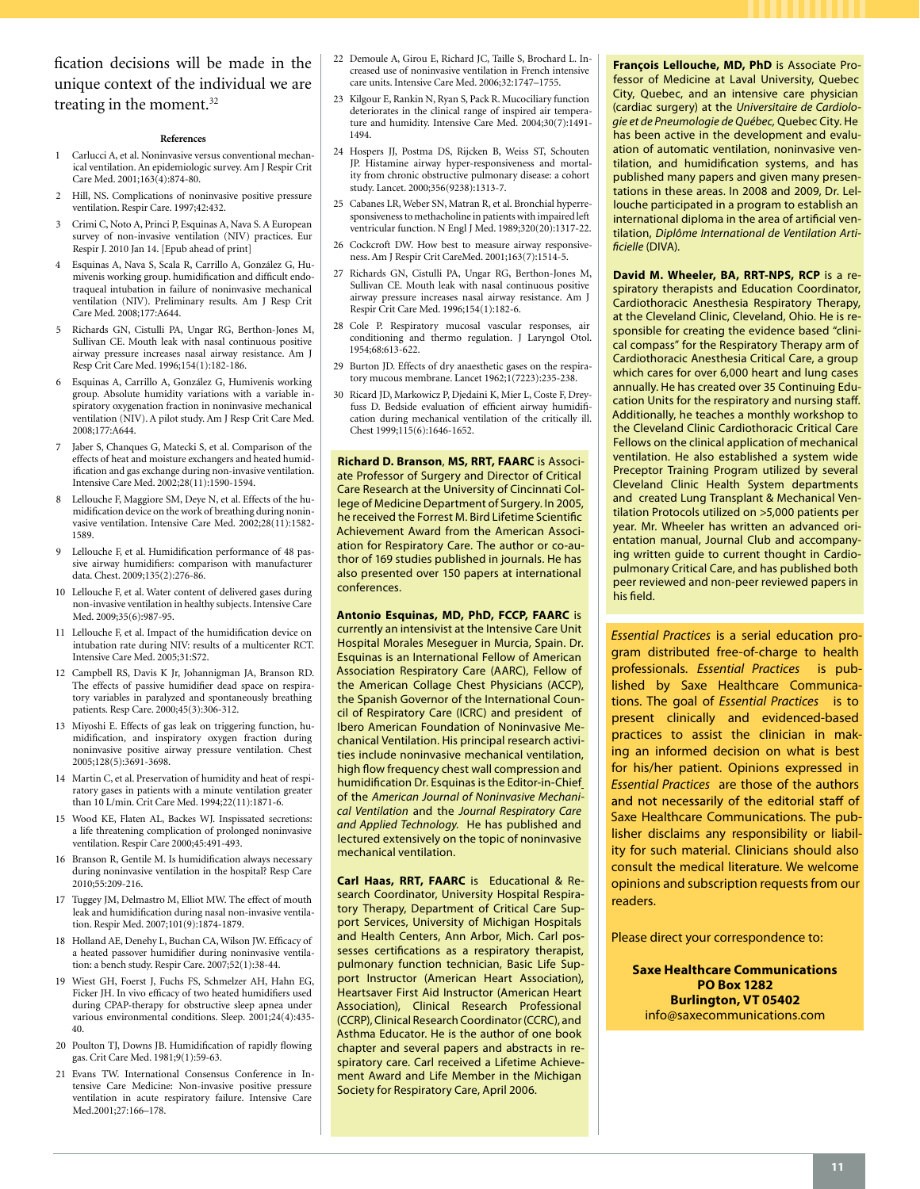fication decisions will be made in the unique context of the individual we are treating in the moment.[32]

### References

1. Carlucci A, et al. Noninvasive versus conventional mechanical ventilation. An epidemiologic survey. Am J Respir Crit Care Med. 2001;163(4):874-80.
2. Hill, NS. Complications of noninvasive positive pressure ventilation. Respir Care. 1997;42:432.
3. Crimi C, Noto A, Princi P, Esquinas A, Nava S. A European survey of non-invasive ventilation (NIV) practices. Eur Respir J. 2010 Jan 14. [Epub ahead of print]
4. Esquinas A, Nava S, Scala R, Carrillo A, González G, Humivenis working group. humidification and difficult endotraqueal intubation in failure of noninvasive mechanical ventilation (NIV). Preliminary results. Am J Resp Crit Care Med. 2008;177:A644.
5. Richards GN, Cistulli PA, Ungar RG, Berthon-Jones M, Sullivan CE. Mouth leak with nasal continuous positive airway pressure increases nasal airway resistance. Am J Resp Crit Care Med. 1996;154(1):182-186.
6. Esquinas A, Carrillo A, González G, Humivenis working group. Absolute humidity variations with a variable inspiratory oxygenation fraction in noninvasive mechanical ventilation (NIV). A pilot study. Am J Resp Crit Care Med. 2008;177:A644.
7. Jaber S, Chanques G, Matecki S, et al. Comparison of the effects of heat and moisture exchangers and heated humidification and gas exchange during non-invasive ventilation. Intensive Care Med. 2002;28(11):1590-1594.
8. Lellouche F, Maggiore SM, Deye N, et al. Effects of the humidification device on the work of breathing during noninvasive ventilation. Intensive Care Med. 2002;28(11):1582-1589.
9. Lellouche F, et al. Humidification performance of 48 passive airway humidifiers: comparison with manufacturer data. Chest. 2009;135(2):276-86.
10. Lellouche F, et al. Water content of delivered gases during non-invasive ventilation in healthy subjects. Intensive Care Med. 2009;35(6):987-95.
11. Lellouche F, et al. Impact of the humidification device on intubation rate during NIV: results of a multicenter RCT. Intensive Care Med. 2005;31:S72.
12. Campbell RS, Davis K Jr, Johannigman JA, Branson RD. The effects of passive humidifier dead space on respiratory variables in paralyzed and spontaneously breathing patients. Resp Care. 2000;45(3):306-312.
13. Miyoshi E. Effects of gas leak on triggering function, humidification, and inspiratory oxygen fraction during noninvasive positive airway pressure ventilation. Chest 2005;128(5):3691-3698.
14. Martin C, et al. Preservation of humidity and heat of respiratory gases in patients with a minute ventilation greater than 10 L/min. Crit Care Med. 1994;22(11):1871-6.
15. Wood KE, Flaten AL, Backes WJ. Inspissated secretions: a life threatening complication of prolonged noninvasive ventilation. Respir Care 2000;45:491-493.
16. Branson R, Gentile M. Is humidification always necessary during noninvasive ventilation in the hospital? Resp Care 2010;55:209-216.
17. Tuggey JM, Delmastro M, Elliot MW. The effect of mouth leak and humidification during nasal non-invasive ventilation. Respir Med. 2007;101(9):1874-1879.
18. Holland AE, Denehy L, Buchan CA, Wilson JW. Efficacy of a heated passover humidifier during noninvasive ventilation: a bench study. Respir Care. 2007;52(1):38-44.
19. Wiest GH, Foerst J, Fuchs FS, Schmelzer AH, Hahn EG, Ficker JH. In vivo efficacy of two heated humidifiers used during CPAP-therapy for obstructive sleep apnea under various environmental conditions. Sleep. 2001;24(4):435-40.
20. Poulton TJ, Downs JB. Humidification of rapidly flowing gas. Crit Care Med. 1981;9(1):59-63.
21. Evans TW. International Consensus Conference in Intensive Care Medicine: Non-invasive positive pressure ventilation in acute respiratory failure. Intensive Care Med.2001;27:166–178.
22. Demoule A, Girou E, Richard JC, Taille S, Brochard L. Increased use of noninvasive ventilation in French intensive care units. Intensive Care Med. 2006;32:1747–1755.
23. Kilgour E, Rankin N, Ryan S, Pack R. Mucociliary function deteriorates in the clinical range of inspired air temperature and humidity. Intensive Care Med. 2004;30(7):1491-1494.
24. Hospers JJ, Postma DS, Rijcken B, Weiss ST, Schouten JP. Histamine airway hyper-responsiveness and mortality from chronic obstructive pulmonary disease: a cohort study. Lancet. 2000;356(9238):1313-7.
25. Cabanes LR, Weber SN, Matran R, et al. Bronchial hyperresponsiveness to methacholine in patients with impaired left ventricular function. N Engl J Med. 1989;320(20):1317-22.
26. Cockcroft DW. How best to measure airway responsiveness. Am J Respir Crit CareMed. 2001;163(7):1514-5.
27. Richards GN, Cistulli PA, Ungar RG, Berthon-Jones M, Sullivan CE. Mouth leak with nasal continuous positive airway pressure increases nasal airway resistance. Am J Respir Crit Care Med. 1996;154(1):182-6.
28. Cole P. Respiratory mucosal vascular responses, air conditioning and thermo regulation. J Laryngol Otol. 1954;68:613-622.
29. Burton JD. Effects of dry anaesthetic gases on the respiratory mucous membrane. Lancet 1962;1(7223):235-238.
30. Ricard JD, Markowicz P, Djedaini K, Mier L, Coste F, Dreyfuss D. Bedside evaluation of efficient airway humidification during mechanical ventilation of the critically ill. Chest 1999;115(6):1646-1652.

**Richard D. Branson**, **MS, RRT, FAARC** is Associate Professor of Surgery and Director of Critical Care Research at the University of Cincinnati College of Medicine Department of Surgery. In 2005, he received the Forrest M. Bird Lifetime Scientific Achievement Award from the American Association for Respiratory Care. The author or co-author of 169 studies published in journals. He has also presented over 150 papers at international conferences.

**Antonio Esquinas, MD, PhD, FCCP, FAARC** is currently an intensivist at the Intensive Care Unit Hospital Morales Meseguer in Murcia, Spain. Dr. Esquinas is an International Fellow of American Association Respiratory Care (AARC), Fellow of the American Collage Chest Physicians (ACCP), the Spanish Governor of the International Council of Respiratory Care (ICRC) and president of Ibero American Foundation of Noninvasive Mechanical Ventilation. His principal research activities include noninvasive mechanical ventilation, high flow frequency chest wall compression and humidification Dr. Esquinas is the Editor-in-Chief of the *American Journal of Noninvasive Mechanical Ventilation* and the *Journal Respiratory Care and Applied Technology.* He has published and lectured extensively on the topic of noninvasive mechanical ventilation.

**Carl Haas, RRT, FAARC** is Educational & Research Coordinator, University Hospital Respiratory Therapy, Department of Critical Care Support Services, University of Michigan Hospitals and Health Centers, Ann Arbor, Mich. Carl possesses certifications as a respiratory therapist, pulmonary function technician, Basic Life Support Instructor (American Heart Association), Heartsaver First Aid Instructor (American Heart Association), Clinical Research Professional (CCRP), Clinical Research Coordinator (CCRC), and Asthma Educator. He is the author of one book chapter and several papers and abstracts in respiratory care. Carl received a Lifetime Achievement Award and Life Member in the Michigan Society for Respiratory Care, April 2006.

**François Lellouche, MD, PhD** is Associate Professor of Medicine at Laval University, Quebec City, Quebec, and an intensive care physician (cardiac surgery) at the *Universitaire de Cardiologie et de Pneumologie de Québec*, Quebec City. He has been active in the development and evaluation of automatic ventilation, noninvasive ventilation, and humidification systems, and has published many papers and given many presentations in these areas. In 2008 and 2009, Dr. Lellouche participated in a program to establish an international diploma in the area of artificial ventilation, *Diplôme International de Ventilation Artificielle* (DIVA).

**David M. Wheeler, BA, RRT-NPS, RCP** is a respiratory therapists and Education Coordinator, Cardiothoracic Anesthesia Respiratory Therapy, at the Cleveland Clinic, Cleveland, Ohio. He is responsible for creating the evidence based "clinical compass" for the Respiratory Therapy arm of Cardiothoracic Anesthesia Critical Care, a group which cares for over 6,000 heart and lung cases annually. He has created over 35 Continuing Education Units for the respiratory and nursing staff. Additionally, he teaches a monthly workshop to the Cleveland Clinic Cardiothoracic Critical Care Fellows on the clinical application of mechanical ventilation. He also established a system wide Preceptor Training Program utilized by several Cleveland Clinic Health System departments and created Lung Transplant & Mechanical Ventilation Protocols utilized on >5,000 patients per year. Mr. Wheeler has written an advanced orientation manual, Journal Club and accompanying written guide to current thought in Cardiopulmonary Critical Care, and has published both peer reviewed and non-peer reviewed papers in his field.

*Essential Practices* is a serial education program distributed free-of-charge to health professionals. *Essential Practices* is published by Saxe Healthcare Communications. The goal of *Essential Practices* is to present clinically and evidenced-based practices to assist the clinician in making an informed decision on what is best for his/her patient. Opinions expressed in *Essential Practices* are those of the authors and not necessarily of the editorial staff of Saxe Healthcare Communications. The publisher disclaims any responsibility or liability for such material. Clinicians should also consult the medical literature. We welcome opinions and subscription requests from our readers.

Please direct your correspondence to:

**Saxe Healthcare Communications**
**PO Box 1282**
**Burlington, VT 05402**
info@saxecommunications.com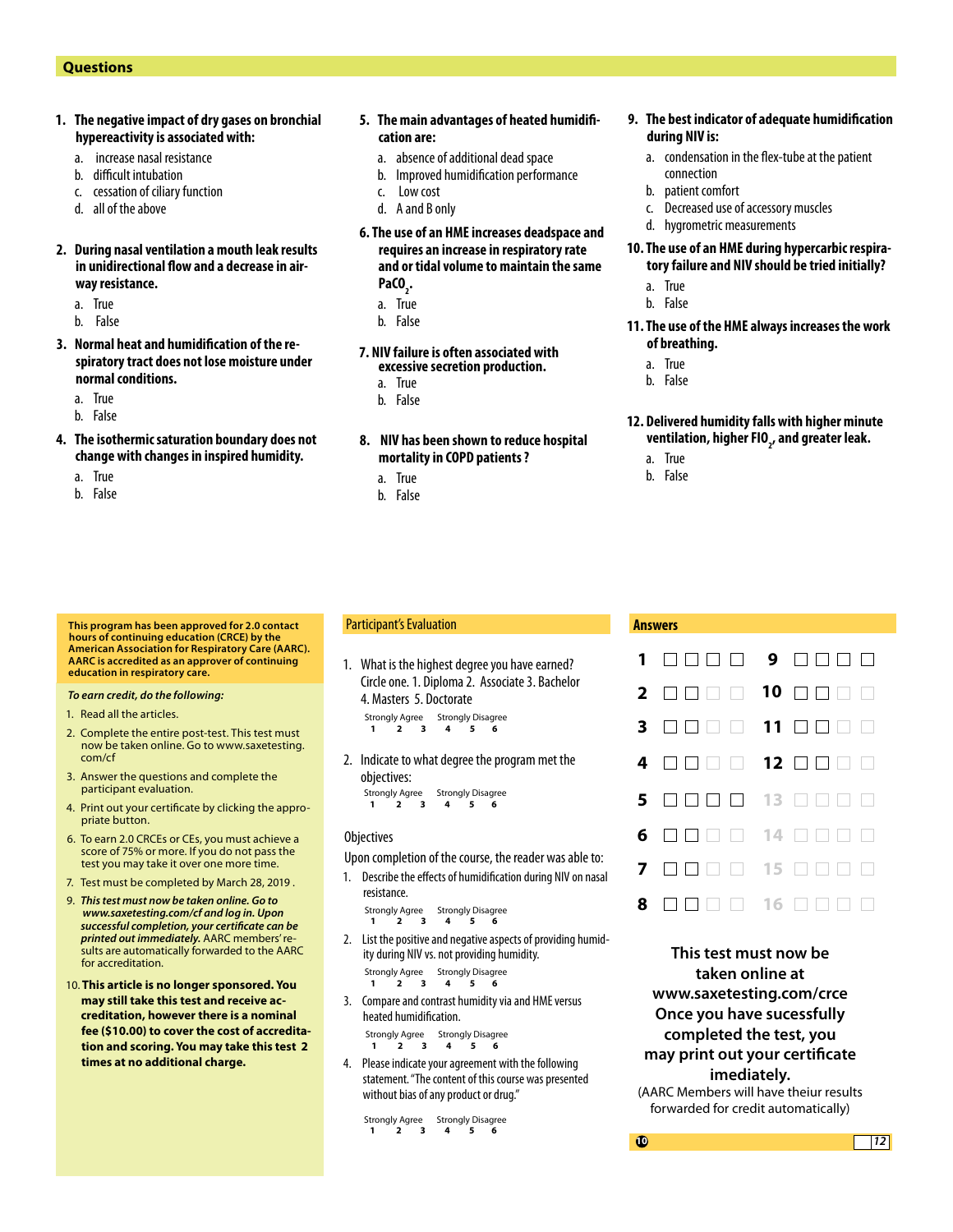## Questions

1. **The negative impact of dry gases on bronchial hypereactivity is associated with:**
   a. increase nasal resistance
   b. difficult intubation
   c. cessation of ciliary function
   d. all of the above

2. **During nasal ventilation a mouth leak results in unidirectional flow and a decrease in airway resistance.**
   a. True
   b. False

3. **Normal heat and humidification of the respiratory tract does not lose moisture under normal conditions.**
   a. True
   b. False

4. **The isothermic saturation boundary does not change with changes in inspired humidity.**
   a. True
   b. False

5. **The main advantages of heated humidification are:**
   a. absence of additional dead space
   b. Improved humidification performance
   c. Low cost
   d. A and B only

6. **The use of an HME increases deadspace and requires an increase in respiratory rate and or tidal volume to maintain the same $PaCO_2$.**
   a. True
   b. False

7. **NIV failure is often associated with excessive secretion production.**
   a. True
   b. False

8. **NIV has been shown to reduce hospital mortality in COPD patients ?**
   a. True
   b. False

9. **The best indicator of adequate humidification during NIV is:**
   a. condensation in the flex-tube at the patient connection
   b. patient comfort
   c. Decreased use of accessory muscles
   d. hygrometric measurements

10. **The use of an HME during hypercarbic respiratory failure and NIV should be tried initially?**
    a. True
    b. False

11. **The use of the HME always increases the work of breathing.**
    a. True
    b. False

12. **Delivered humidity falls with higher minute ventilation, higher $FIO_2$, and greater leak.**
    a. True
    b. False

**This program has been approved for 2.0 contact hours of continuing education (CRCE) by the American Association for Respiratory Care (AARC). AARC is accredited as an approver of continuing education in respiratory care.**

***To earn credit, do the following:***

1. Read all the articles.
2. Complete the entire post-test. This test must now be taken online. Go to www.saxetesting.com/cf
3. Answer the questions and complete the participant evaluation.
4. Print out your certificate by clicking the appropriate button.
6. To earn 2.0 CRCEs or CEs, you must achieve a score of 75% or more. If you do not pass the test you may take it over one more time.
7. Test must be completed by March 28, 2019 .
9. ***This test must now be taken online. Go to www.saxetesting.com/cf and log in. Upon successful completion, your certificate can be printed out immediately.*** AARC members' results are automatically forwarded to the AARC for accreditation.
10. **This article is no longer sponsored. You may still take this test and receive accreditation, however there is a nominal fee ($10.00) to cover the cost of accreditation and scoring. You may take this test 2 times at no additional charge.**

### Participant's Evaluation

1. What is the highest degree you have earned? Circle one. 1. Diploma 2. Associate 3. Bachelor 4. Masters 5. Doctorate

   Strongly Agree 1 2 3 — Strongly Disagree 4 5 6

2. Indicate to what degree the program met the objectives:

   Strongly Agree 1 2 3 — Strongly Disagree 4 5 6

**Objectives**

Upon completion of the course, the reader was able to:

1. Describe the effects of humidification during NIV on nasal resistance.

   Strongly Agree 1 2 3 — Strongly Disagree 4 5 6

2. List the positive and negative aspects of providing humidity during NIV vs. not providing humidity.

   Strongly Agree 1 2 3 — Strongly Disagree 4 5 6

3. Compare and contrast humidity via and HME versus heated humidification.

   Strongly Agree 1 2 3 — Strongly Disagree 4 5 6

4. Please indicate your agreement with the following statement. "The content of this course was presented without bias of any product or drug."

   Strongly Agree 1 2 3 — Strongly Disagree 4 5 6

### Answers

| | | | | | | | | | |
|---|---|---|---|---|---|---|---|---|---|
| 1 | ☐ | ☐ | ☐ | ☐ | 9 | ☐ | ☐ | ☐ | ☐ |
| 2 | ☐ | ☐ | | | 10 | ☐ | ☐ | | |
| 3 | ☐ | ☐ | | | 11 | ☐ | ☐ | | |
| 4 | ☐ | ☐ | | | 12 | ☐ | ☐ | | |
| 5 | ☐ | ☐ | ☐ | ☐ | 13 | | | | |
| 6 | ☐ | ☐ | | | 14 | | | | |
| 7 | ☐ | ☐ | | | 15 | | | | |
| 8 | ☐ | ☐ | | | 16 | | | | |

**This test must now be taken online at www.saxetesting.com/crce Once you have sucessfully completed the test, you may print out your certificate imediately.**

(AARC Members will have theiur results forwarded for credit automatically)